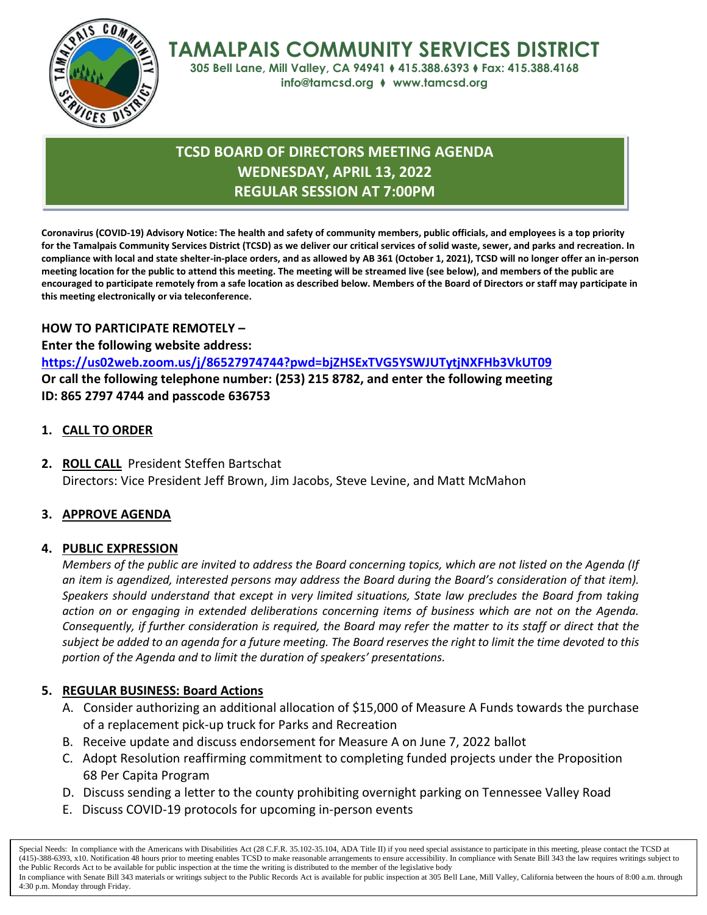# TAMALPAIS COMMUNITY SERVICES DISTRICT

**305 Bell Lane, Mill Valley, CA 94941 ♦ 415.388.6393 ♦ Fax: 415.388.4168**
**info@tamcsd.org ♦ www.tamcsd.org**

## TCSD BOARD OF DIRECTORS MEETING AGENDA
## WEDNESDAY, APRIL 13, 2022
## REGULAR SESSION AT 7:00PM

**Coronavirus (COVID-19) Advisory Notice: The health and safety of community members, public officials, and employees is a top priority for the Tamalpais Community Services District (TCSD) as we deliver our critical services of solid waste, sewer, and parks and recreation. In compliance with local and state shelter-in-place orders, and as allowed by AB 361 (October 1, 2021), TCSD will no longer offer an in-person meeting location for the public to attend this meeting. The meeting will be streamed live (see below), and members of the public are encouraged to participate remotely from a safe location as described below. Members of the Board of Directors or staff may participate in this meeting electronically or via teleconference.**

**HOW TO PARTICIPATE REMOTELY –**
**Enter the following website address:**
**https://us02web.zoom.us/j/86527974744?pwd=bjZHSExTVG5YSWJUTytjNXFHb3VkUT09**
**Or call the following telephone number: (253) 215 8782, and enter the following meeting ID: 865 2797 4744 and passcode 636753**

1. **CALL TO ORDER**

2. **ROLL CALL** President Steffen Bartschat
   Directors: Vice President Jeff Brown, Jim Jacobs, Steve Levine, and Matt McMahon

3. **APPROVE AGENDA**

4. **PUBLIC EXPRESSION**
   *Members of the public are invited to address the Board concerning topics, which are not listed on the Agenda (If an item is agendized, interested persons may address the Board during the Board's consideration of that item). Speakers should understand that except in very limited situations, State law precludes the Board from taking action on or engaging in extended deliberations concerning items of business which are not on the Agenda. Consequently, if further consideration is required, the Board may refer the matter to its staff or direct that the subject be added to an agenda for a future meeting. The Board reserves the right to limit the time devoted to this portion of the Agenda and to limit the duration of speakers' presentations.*

5. **REGULAR BUSINESS: Board Actions**
   A. Consider authorizing an additional allocation of $15,000 of Measure A Funds towards the purchase of a replacement pick-up truck for Parks and Recreation
   B. Receive update and discuss endorsement for Measure A on June 7, 2022 ballot
   C. Adopt Resolution reaffirming commitment to completing funded projects under the Proposition 68 Per Capita Program
   D. Discuss sending a letter to the county prohibiting overnight parking on Tennessee Valley Road
   E. Discuss COVID-19 protocols for upcoming in-person events

Special Needs: In compliance with the Americans with Disabilities Act (28 C.F.R. 35.102-35.104, ADA Title II) if you need special assistance to participate in this meeting, please contact the TCSD at (415)-388-6393, x10. Notification 48 hours prior to meeting enables TCSD to make reasonable arrangements to ensure accessibility. In compliance with Senate Bill 343 the law requires writings subject to the Public Records Act to be available for public inspection at the time the writing is distributed to the member of the legislative body
In compliance with Senate Bill 343 materials or writings subject to the Public Records Act is available for public inspection at 305 Bell Lane, Mill Valley, California between the hours of 8:00 a.m. through 4:30 p.m. Monday through Friday.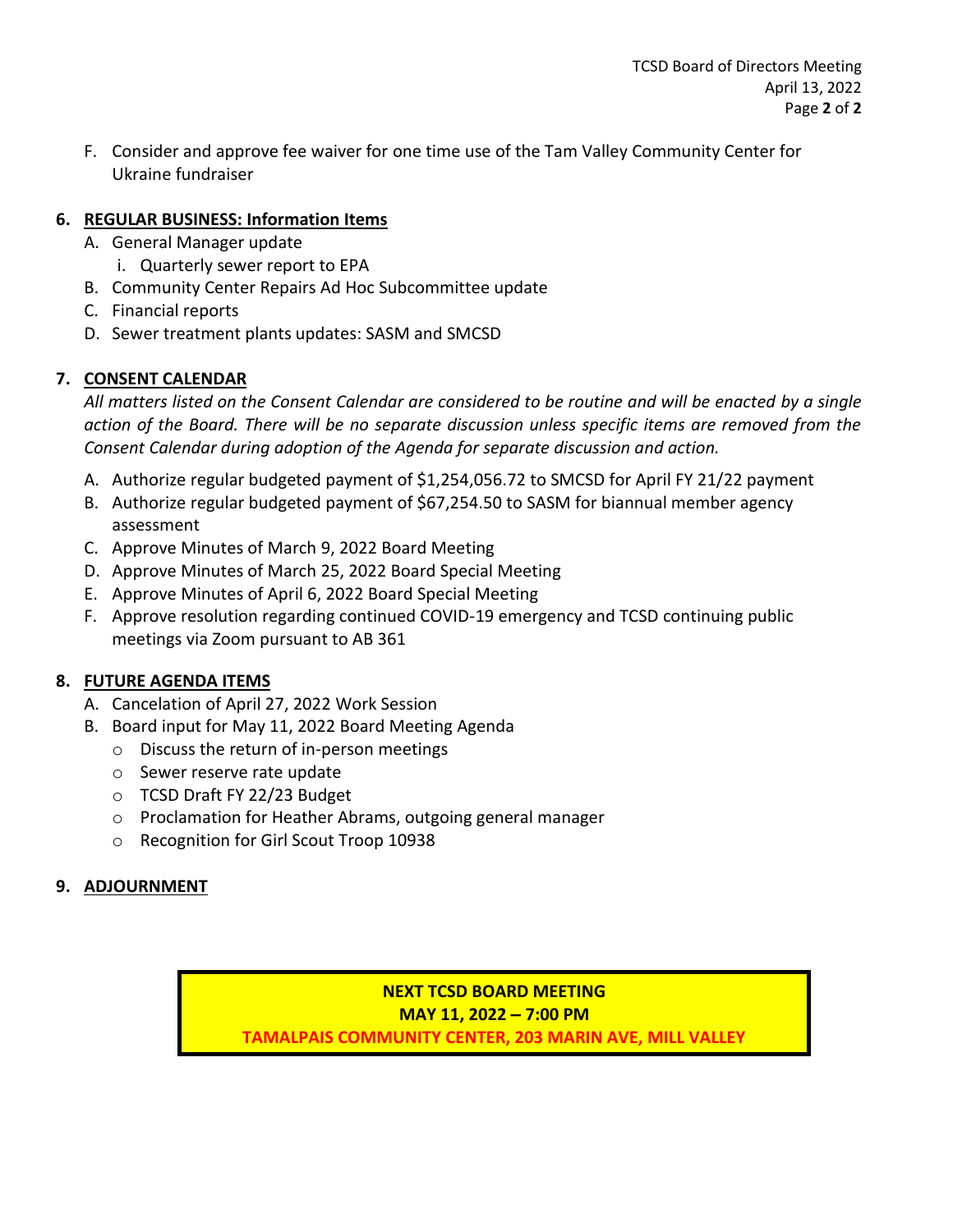F. Consider and approve fee waiver for one time use of the Tam Valley Community Center for Ukraine fundraiser

## 6. REGULAR BUSINESS: Information Items

A. General Manager update
   i. Quarterly sewer report to EPA
B. Community Center Repairs Ad Hoc Subcommittee update
C. Financial reports
D. Sewer treatment plants updates: SASM and SMCSD

## 7. CONSENT CALENDAR

*All matters listed on the Consent Calendar are considered to be routine and will be enacted by a single action of the Board. There will be no separate discussion unless specific items are removed from the Consent Calendar during adoption of the Agenda for separate discussion and action.*

A. Authorize regular budgeted payment of $1,254,056.72 to SMCSD for April FY 21/22 payment
B. Authorize regular budgeted payment of $67,254.50 to SASM for biannual member agency assessment
C. Approve Minutes of March 9, 2022 Board Meeting
D. Approve Minutes of March 25, 2022 Board Special Meeting
E. Approve Minutes of April 6, 2022 Board Special Meeting
F. Approve resolution regarding continued COVID-19 emergency and TCSD continuing public meetings via Zoom pursuant to AB 361

## 8. FUTURE AGENDA ITEMS

A. Cancelation of April 27, 2022 Work Session
B. Board input for May 11, 2022 Board Meeting Agenda
   - Discuss the return of in-person meetings
   - Sewer reserve rate update
   - TCSD Draft FY 22/23 Budget
   - Proclamation for Heather Abrams, outgoing general manager
   - Recognition for Girl Scout Troop 10938

## 9. ADJOURNMENT

**NEXT TCSD BOARD MEETING**
**MAY 11, 2022 – 7:00 PM**
**TAMALPAIS COMMUNITY CENTER, 203 MARIN AVE, MILL VALLEY**